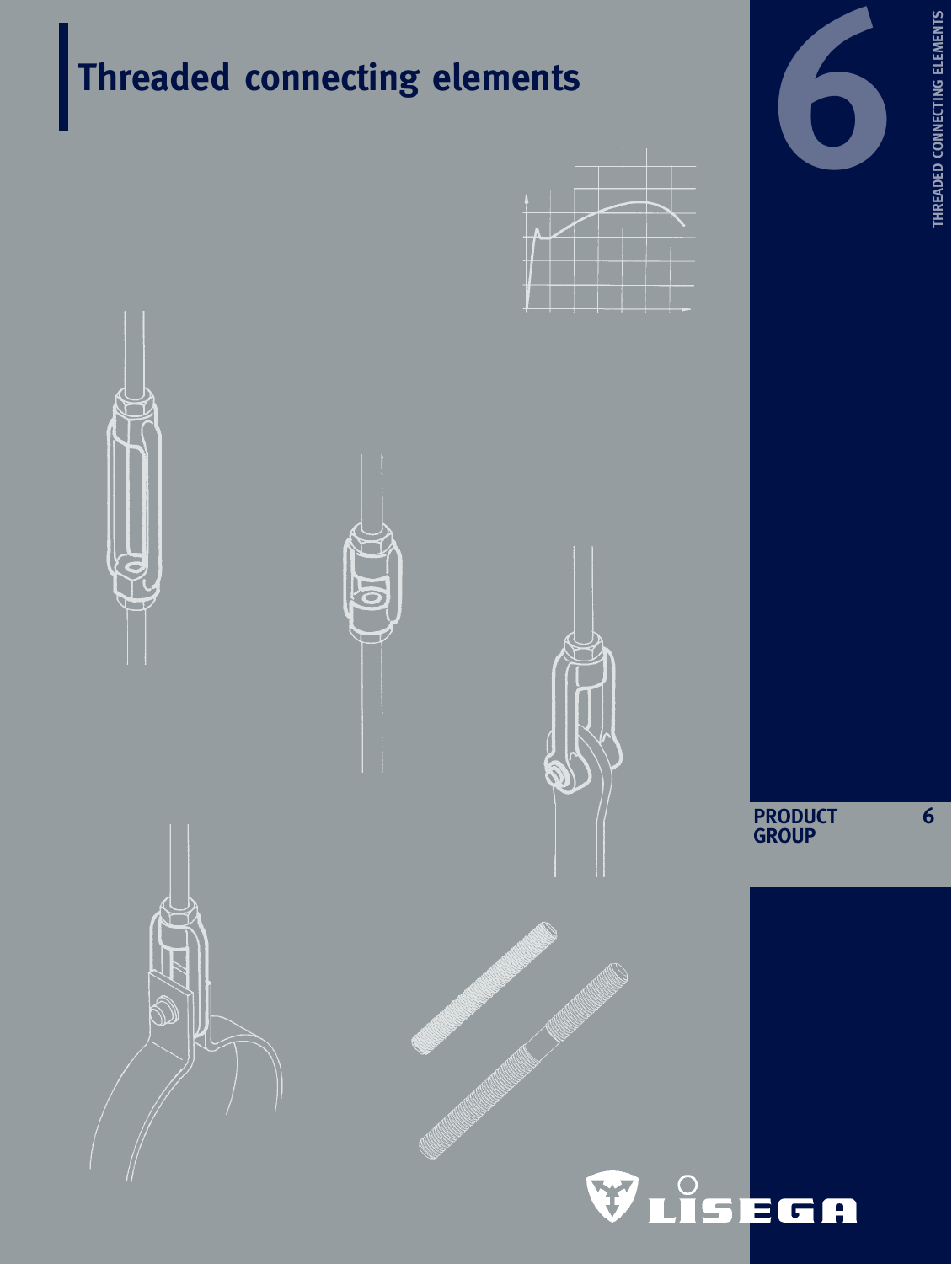# Threaded connecting elements

PRODUCT GROUP 6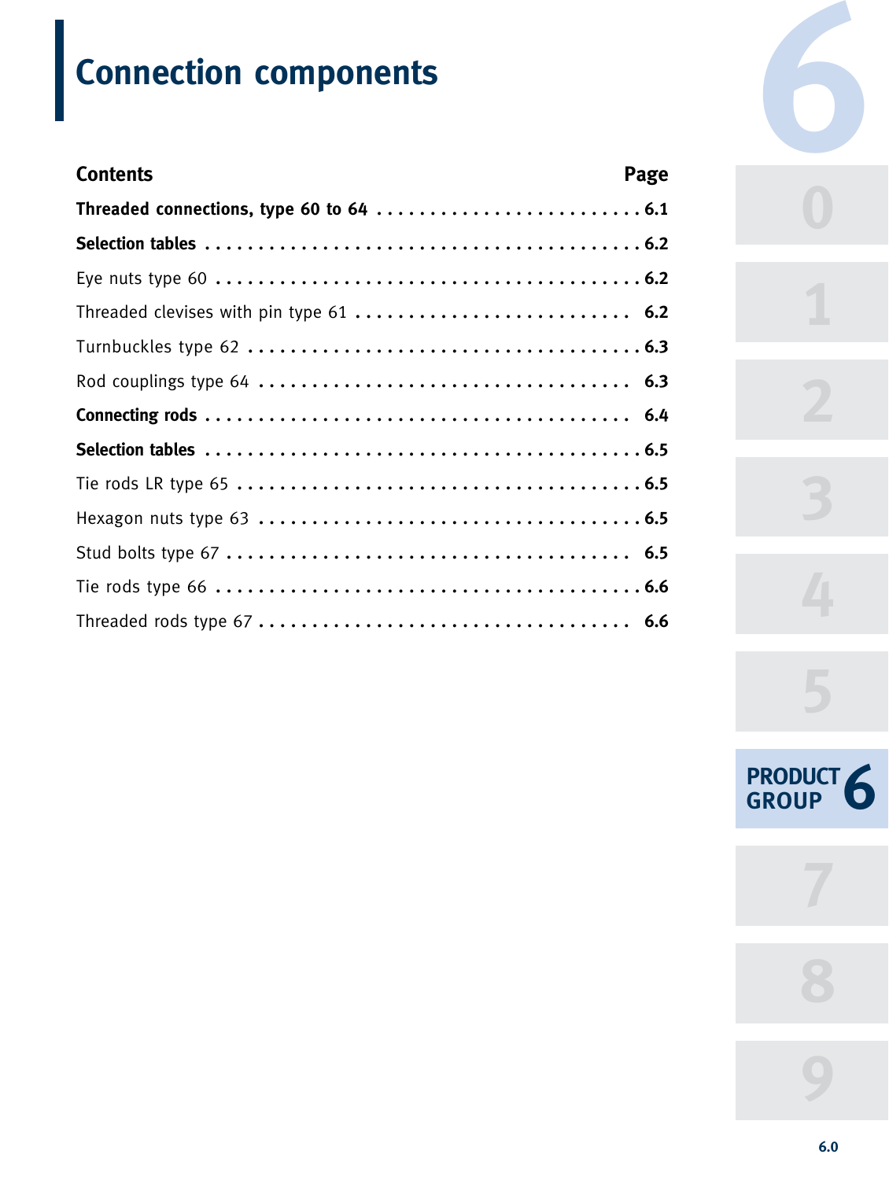# Connection components

| Contents | Page |
| --- | --- |
| **Threaded connections, type 60 to 64** | **6.1** |
| **Selection tables** | **6.2** |
| Eye nuts type 60 | **6.2** |
| Threaded clevises with pin type 61 | **6.2** |
| Turnbuckles type 62 | **6.3** |
| Rod couplings type 64 | **6.3** |
| **Connecting rods** | **6.4** |
| **Selection tables** | **6.5** |
| Tie rods LR type 65 | **6.5** |
| Hexagon nuts type 63 | **6.5** |
| Stud bolts type 67 | **6.5** |
| Tie rods type 66 | **6.6** |
| Threaded rods type 67 | **6.6** |

PRODUCT GROUP 6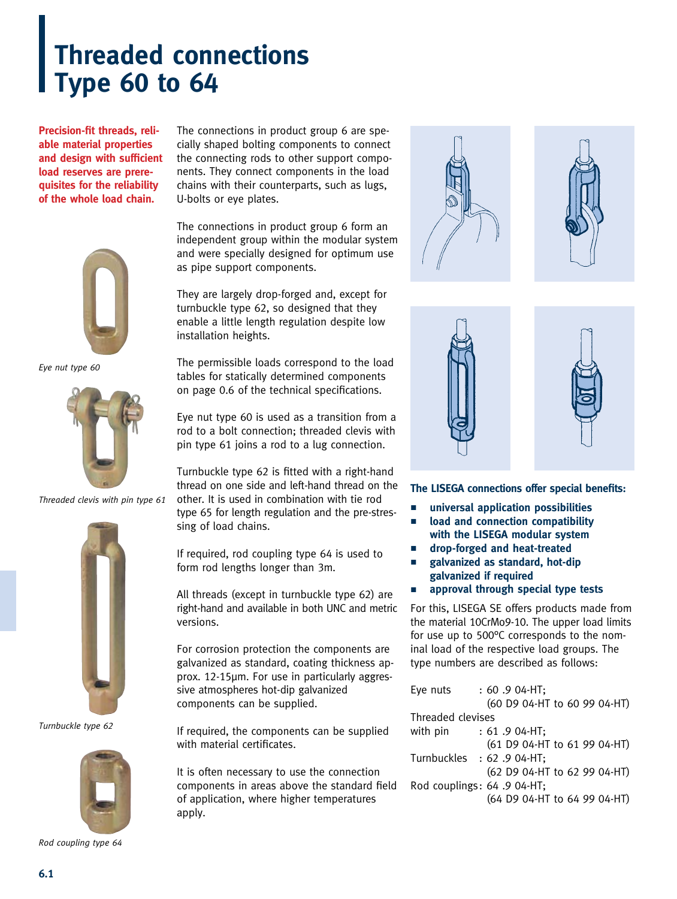# Threaded connections Type 60 to 64

**Precision-fit threads, reliable material properties and design with sufficient load reserves are prerequisites for the reliability of the whole load chain.**

*Eye nut type 60*

*Threaded clevis with pin type 61*

*Turnbuckle type 62*

*Rod coupling type 64*

The connections in product group 6 are specially shaped bolting components to connect the connecting rods to other support components. They connect components in the load chains with their counterparts, such as lugs, U-bolts or eye plates.

The connections in product group 6 form an independent group within the modular system and were specially designed for optimum use as pipe support components.

They are largely drop-forged and, except for turnbuckle type 62, so designed that they enable a little length regulation despite low installation heights.

The permissible loads correspond to the load tables for statically determined components on page 0.6 of the technical specifications.

Eye nut type 60 is used as a transition from a rod to a bolt connection; threaded clevis with pin type 61 joins a rod to a lug connection.

Turnbuckle type 62 is fitted with a right-hand thread on one side and left-hand thread on the other. It is used in combination with tie rod type 65 for length regulation and the pre-stressing of load chains.

If required, rod coupling type 64 is used to form rod lengths longer than 3m.

All threads (except in turnbuckle type 62) are right-hand and available in both UNC and metric versions.

For corrosion protection the components are galvanized as standard, coating thickness approx. 12-15µm. For use in particularly aggressive atmospheres hot-dip galvanized components can be supplied.

If required, the components can be supplied with material certificates.

It is often necessary to use the connection components in areas above the standard field of application, where higher temperatures apply.

**The LISEGA connections offer special benefits:**

- **universal application possibilities**
- **load and connection compatibility with the LISEGA modular system**
- **drop-forged and heat-treated**
- **galvanized as standard, hot-dip galvanized if required**
- **approval through special type tests**

For this, LISEGA SE offers products made from the material 10CrMo9-10. The upper load limits for use up to 500°C corresponds to the nominal load of the respective load groups. The type numbers are described as follows:

Eye nuts : 60 .9 04-HT;
(60 D9 04-HT to 60 99 04-HT)

Threaded clevises with pin : 61 .9 04-HT;
(61 D9 04-HT to 61 99 04-HT)

Turnbuckles : 62 .9 04-HT;
(62 D9 04-HT to 62 99 04-HT)

Rod couplings: 64 .9 04-HT;
(64 D9 04-HT to 64 99 04-HT)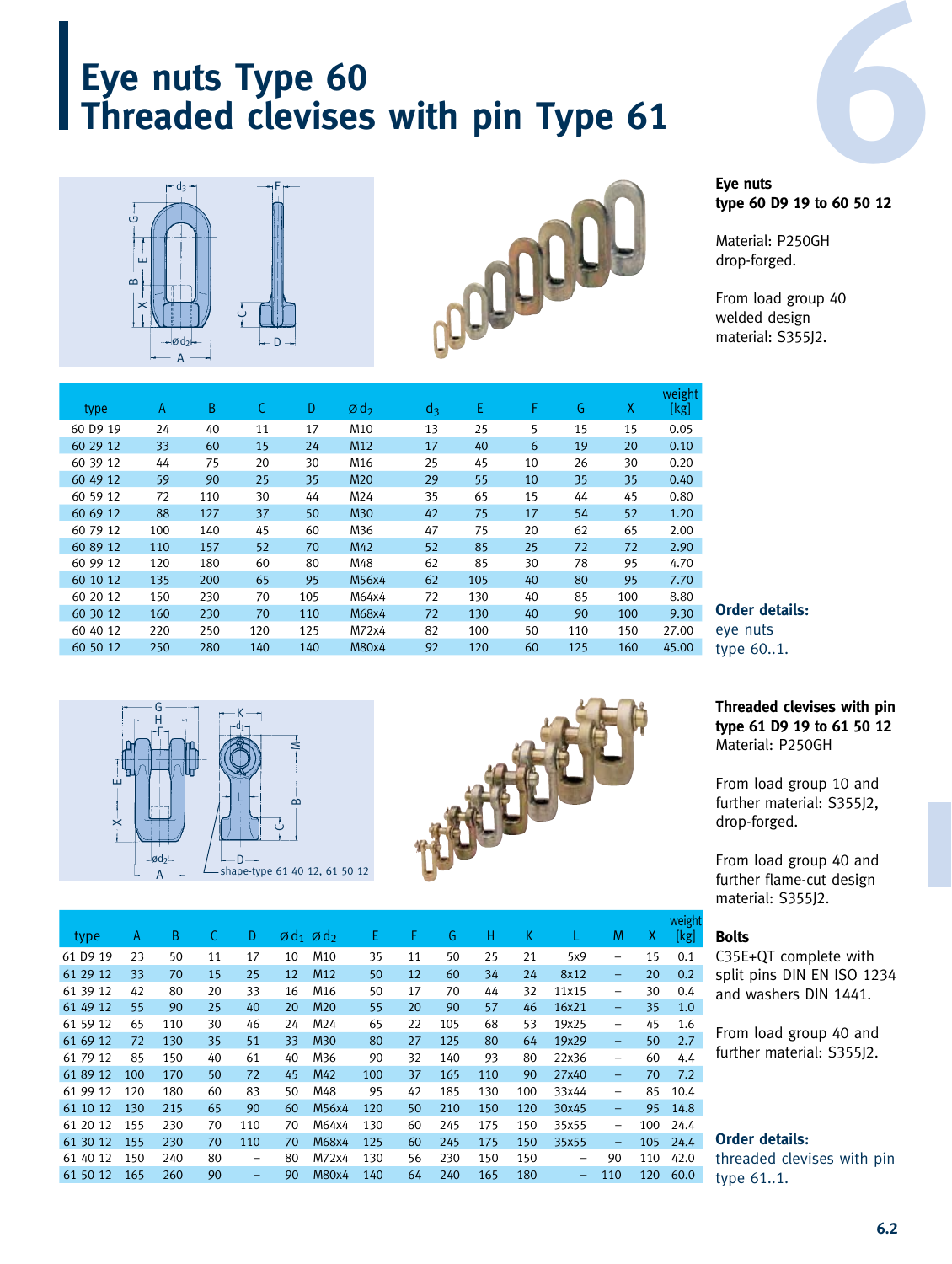# Eye nuts Type 60
# Threaded clevises with pin Type 61

**Eye nuts**
**type 60 D9 19 to 60 50 12**

Material: P250GH
drop-forged.

From load group 40
welded design
material: S355J2.

| type | A | B | C | D | ø d₂ | d₃ | E | F | G | X | weight [kg] |
|---|---|---|---|---|---|---|---|---|---|---|---|
| 60 D9 19 | 24 | 40 | 11 | 17 | M10 | 13 | 25 | 5 | 15 | 15 | 0.05 |
| 60 29 12 | 33 | 60 | 15 | 24 | M12 | 17 | 40 | 6 | 19 | 20 | 0.10 |
| 60 39 12 | 44 | 75 | 20 | 30 | M16 | 25 | 45 | 10 | 26 | 30 | 0.20 |
| 60 49 12 | 59 | 90 | 25 | 35 | M20 | 29 | 55 | 10 | 35 | 35 | 0.40 |
| 60 59 12 | 72 | 110 | 30 | 44 | M24 | 35 | 65 | 15 | 44 | 45 | 0.80 |
| 60 69 12 | 88 | 127 | 37 | 50 | M30 | 42 | 75 | 17 | 54 | 52 | 1.20 |
| 60 79 12 | 100 | 140 | 45 | 60 | M36 | 47 | 75 | 20 | 62 | 65 | 2.00 |
| 60 89 12 | 110 | 157 | 52 | 70 | M42 | 52 | 85 | 25 | 72 | 72 | 2.90 |
| 60 99 12 | 120 | 180 | 60 | 80 | M48 | 62 | 85 | 30 | 78 | 95 | 4.70 |
| 60 10 12 | 135 | 200 | 65 | 95 | M56x4 | 62 | 105 | 40 | 80 | 95 | 7.70 |
| 60 20 12 | 150 | 230 | 70 | 105 | M64x4 | 72 | 130 | 40 | 85 | 100 | 8.80 |
| 60 30 12 | 160 | 230 | 70 | 110 | M68x4 | 72 | 130 | 40 | 90 | 100 | 9.30 |
| 60 40 12 | 220 | 250 | 120 | 125 | M72x4 | 82 | 100 | 50 | 110 | 150 | 27.00 |
| 60 50 12 | 250 | 280 | 140 | 140 | M80x4 | 92 | 120 | 60 | 125 | 160 | 45.00 |

**Order details:**
eye nuts
type 60..1.

**Threaded clevises with pin**
**type 61 D9 19 to 61 50 12**
Material: P250GH

From load group 10 and
further material: S355J2,
drop-forged.

From load group 40 and
further flame-cut design
material: S355J2.

shape-type 61 40 12, 61 50 12

| type | A | B | C | D | ø d₁ | ø d₂ | E | F | G | H | K | L | M | X | weight [kg] |
|---|---|---|---|---|---|---|---|---|---|---|---|---|---|---|---|
| 61 D9 19 | 23 | 50 | 11 | 17 | 10 | M10 | 35 | 11 | 50 | 25 | 21 | 5x9 | – | 15 | 0.1 |
| 61 29 12 | 33 | 70 | 15 | 25 | 12 | M12 | 50 | 12 | 60 | 34 | 24 | 8x12 | – | 20 | 0.2 |
| 61 39 12 | 42 | 80 | 20 | 33 | 16 | M16 | 50 | 17 | 70 | 44 | 32 | 11x15 | – | 30 | 0.4 |
| 61 49 12 | 55 | 90 | 25 | 40 | 20 | M20 | 55 | 20 | 90 | 57 | 46 | 16x21 | – | 35 | 1.0 |
| 61 59 12 | 65 | 110 | 30 | 46 | 24 | M24 | 65 | 22 | 105 | 68 | 53 | 19x25 | – | 45 | 1.6 |
| 61 69 12 | 72 | 130 | 35 | 51 | 33 | M30 | 80 | 27 | 125 | 80 | 64 | 19x29 | – | 50 | 2.7 |
| 61 79 12 | 85 | 150 | 40 | 61 | 40 | M36 | 90 | 32 | 140 | 93 | 80 | 22x36 | – | 60 | 4.4 |
| 61 89 12 | 100 | 170 | 50 | 72 | 45 | M42 | 100 | 37 | 165 | 110 | 90 | 27x40 | – | 70 | 7.2 |
| 61 99 12 | 120 | 180 | 60 | 83 | 50 | M48 | 95 | 42 | 185 | 130 | 100 | 33x44 | – | 85 | 10.4 |
| 61 10 12 | 130 | 215 | 65 | 90 | 60 | M56x4 | 120 | 50 | 210 | 150 | 120 | 30x45 | – | 95 | 14.8 |
| 61 20 12 | 155 | 230 | 70 | 110 | 70 | M64x4 | 130 | 60 | 245 | 175 | 150 | 35x55 | – | 100 | 24.4 |
| 61 30 12 | 155 | 230 | 70 | 110 | 70 | M68x4 | 125 | 60 | 245 | 175 | 150 | 35x55 | – | 105 | 24.4 |
| 61 40 12 | 150 | 240 | 80 | – | 80 | M72x4 | 130 | 56 | 230 | 150 | 150 | – | 90 | 110 | 42.0 |
| 61 50 12 | 165 | 260 | 90 | – | 90 | M80x4 | 140 | 64 | 240 | 165 | 180 | – | 110 | 120 | 60.0 |

**Bolts**
C35E+QT complete with
split pins DIN EN ISO 1234
and washers DIN 1441.

From load group 40 and
further material: S355J2.

**Order details:**
threaded clevises with pin
type 61..1.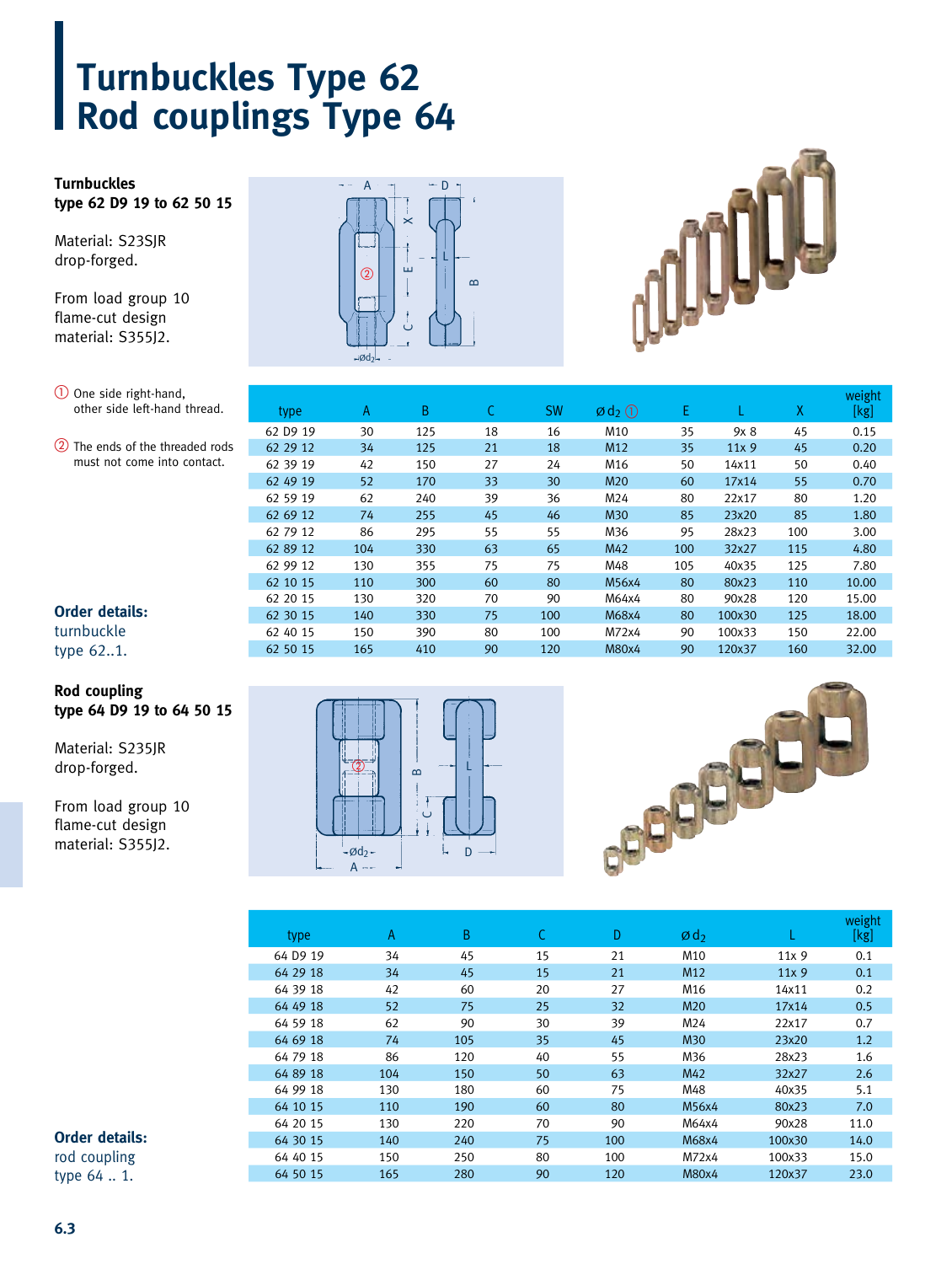# Turnbuckles Type 62
# Rod couplings Type 64

**Turnbuckles**
**type 62 D9 19 to 62 50 15**

Material: S235JR
drop-forged.

From load group 10
flame-cut design
material: S355J2.

① One side right-hand, other side left-hand thread.

② The ends of the threaded rods must not come into contact.

| type | A | B | C | SW | ø d2 ① | E | L | X | weight [kg] |
|---|---|---|---|---|---|---|---|---|---|
| 62 D9 19 | 30 | 125 | 18 | 16 | M10 | 35 | 9x 8 | 45 | 0.15 |
| 62 29 12 | 34 | 125 | 21 | 18 | M12 | 35 | 11x 9 | 45 | 0.20 |
| 62 39 19 | 42 | 150 | 27 | 24 | M16 | 50 | 14x11 | 50 | 0.40 |
| 62 49 19 | 52 | 170 | 33 | 30 | M20 | 60 | 17x14 | 55 | 0.70 |
| 62 59 19 | 62 | 240 | 39 | 36 | M24 | 80 | 22x17 | 80 | 1.20 |
| 62 69 12 | 74 | 255 | 45 | 46 | M30 | 85 | 23x20 | 85 | 1.80 |
| 62 79 12 | 86 | 295 | 55 | 55 | M36 | 95 | 28x23 | 100 | 3.00 |
| 62 89 12 | 104 | 330 | 63 | 65 | M42 | 100 | 32x27 | 115 | 4.80 |
| 62 99 12 | 130 | 355 | 75 | 75 | M48 | 105 | 40x35 | 125 | 7.80 |
| 62 10 15 | 110 | 300 | 60 | 80 | M56x4 | 80 | 80x23 | 110 | 10.00 |
| 62 20 15 | 130 | 320 | 70 | 90 | M64x4 | 80 | 90x28 | 120 | 15.00 |
| 62 30 15 | 140 | 330 | 75 | 100 | M68x4 | 80 | 100x30 | 125 | 18.00 |
| 62 40 15 | 150 | 390 | 80 | 100 | M72x4 | 90 | 100x33 | 150 | 22.00 |
| 62 50 15 | 165 | 410 | 90 | 120 | M80x4 | 90 | 120x37 | 160 | 32.00 |

**Order details:**
turnbuckle
type 62..1.

**Rod coupling**
**type 64 D9 19 to 64 50 15**

Material: S235JR
drop-forged.

From load group 10
flame-cut design
material: S355J2.

| type | A | B | C | D | ø d2 | L | weight [kg] |
|---|---|---|---|---|---|---|---|
| 64 D9 19 | 34 | 45 | 15 | 21 | M10 | 11x 9 | 0.1 |
| 64 29 18 | 34 | 45 | 15 | 21 | M12 | 11x 9 | 0.1 |
| 64 39 18 | 42 | 60 | 20 | 27 | M16 | 14x11 | 0.2 |
| 64 49 18 | 52 | 75 | 25 | 32 | M20 | 17x14 | 0.5 |
| 64 59 18 | 62 | 90 | 30 | 39 | M24 | 22x17 | 0.7 |
| 64 69 18 | 74 | 105 | 35 | 45 | M30 | 23x20 | 1.2 |
| 64 79 18 | 86 | 120 | 40 | 55 | M36 | 28x23 | 1.6 |
| 64 89 18 | 104 | 150 | 50 | 63 | M42 | 32x27 | 2.6 |
| 64 99 18 | 130 | 180 | 60 | 75 | M48 | 40x35 | 5.1 |
| 64 10 15 | 110 | 190 | 60 | 80 | M56x4 | 80x23 | 7.0 |
| 64 20 15 | 130 | 220 | 70 | 90 | M64x4 | 90x28 | 11.0 |
| 64 30 15 | 140 | 240 | 75 | 100 | M68x4 | 100x30 | 14.0 |
| 64 40 15 | 150 | 250 | 80 | 100 | M72x4 | 100x33 | 15.0 |
| 64 50 15 | 165 | 280 | 90 | 120 | M80x4 | 120x37 | 23.0 |

**Order details:**
rod coupling
type 64 .. 1.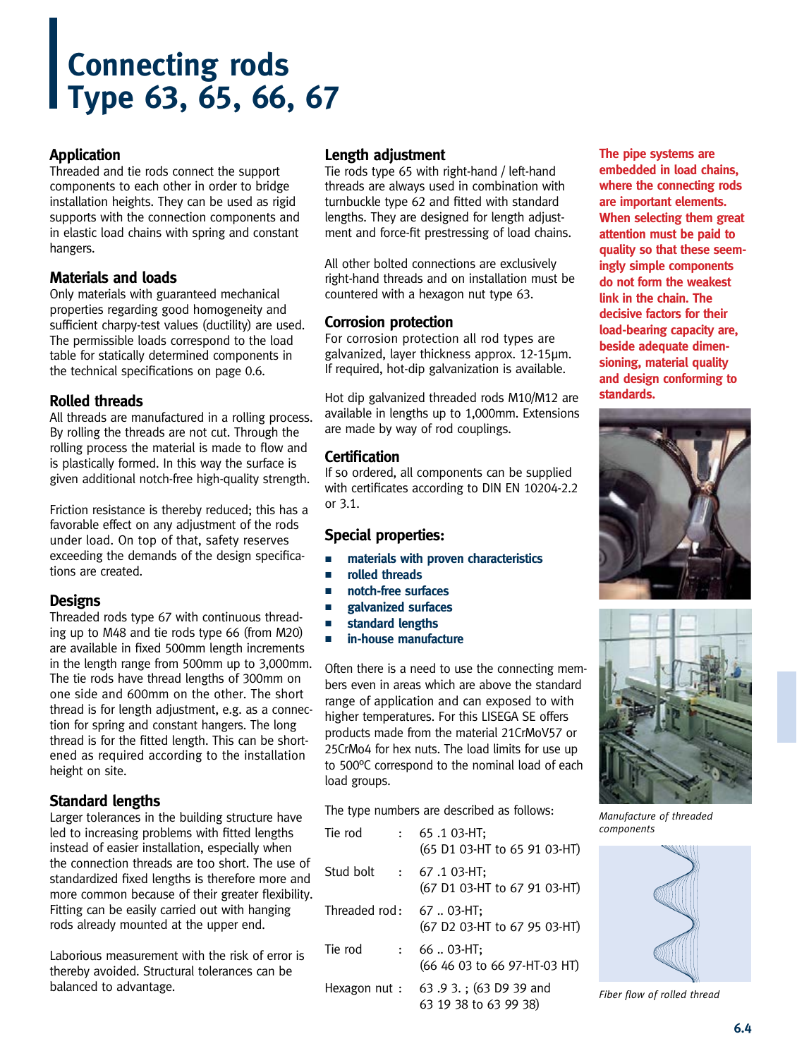# Connecting rods Type 63, 65, 66, 67

## Application

Threaded and tie rods connect the support components to each other in order to bridge installation heights. They can be used as rigid supports with the connection components and in elastic load chains with spring and constant hangers.

## Materials and loads

Only materials with guaranteed mechanical properties regarding good homogeneity and sufficient charpy-test values (ductility) are used. The permissible loads correspond to the load table for statically determined components in the technical specifications on page 0.6.

## Rolled threads

All threads are manufactured in a rolling process. By rolling the threads are not cut. Through the rolling process the material is made to flow and is plastically formed. In this way the surface is given additional notch-free high-quality strength.

Friction resistance is thereby reduced; this has a favorable effect on any adjustment of the rods under load. On top of that, safety reserves exceeding the demands of the design specifications are created.

## Designs

Threaded rods type 67 with continuous threading up to M48 and tie rods type 66 (from M20) are available in fixed 500mm length increments in the length range from 500mm up to 3,000mm. The tie rods have thread lengths of 300mm on one side and 600mm on the other. The short thread is for length adjustment, e.g. as a connection for spring and constant hangers. The long thread is for the fitted length. This can be shortened as required according to the installation height on site.

## Standard lengths

Larger tolerances in the building structure have led to increasing problems with fitted lengths instead of easier installation, especially when the connection threads are too short. The use of standardized fixed lengths is therefore more and more common because of their greater flexibility. Fitting can be easily carried out with hanging rods already mounted at the upper end.

Laborious measurement with the risk of error is thereby avoided. Structural tolerances can be balanced to advantage.

## Length adjustment

Tie rods type 65 with right-hand / left-hand threads are always used in combination with turnbuckle type 62 and fitted with standard lengths. They are designed for length adjustment and force-fit prestressing of load chains.

All other bolted connections are exclusively right-hand threads and on installation must be countered with a hexagon nut type 63.

## Corrosion protection

For corrosion protection all rod types are galvanized, layer thickness approx. 12-15µm. If required, hot-dip galvanization is available.

Hot dip galvanized threaded rods M10/M12 are available in lengths up to 1,000mm. Extensions are made by way of rod couplings.

## Certification

If so ordered, all components can be supplied with certificates according to DIN EN 10204-2.2 or 3.1.

## Special properties:

- **materials with proven characteristics**
- **rolled threads**
- **notch-free surfaces**
- **galvanized surfaces**
- **standard lengths**
- **in-house manufacture**

Often there is a need to use the connecting members even in areas which are above the standard range of application and can exposed to with higher temperatures. For this LISEGA SE offers products made from the material 21CrMoV57 or 25CrMo4 for hex nuts. The load limits for use up to 500°C correspond to the nominal load of each load groups.

The type numbers are described as follows:

| | | |
|---|---|---|
| Tie rod | : | 65 .1 03-HT; (65 D1 03-HT to 65 91 03-HT) |
| Stud bolt | : | 67 .1 03-HT; (67 D1 03-HT to 67 91 03-HT) |
| Threaded rod | : | 67 .. 03-HT; (67 D2 03-HT to 67 95 03-HT) |
| Tie rod | : | 66 .. 03-HT; (66 46 03 to 66 97-HT-03 HT) |
| Hexagon nut | : | 63 .9 3. ; (63 D9 39 and 63 19 38 to 63 99 38) |

**The pipe systems are embedded in load chains, where the connecting rods are important elements. When selecting them great attention must be paid to quality so that these seemingly simple components do not form the weakest link in the chain. The decisive factors for their load-bearing capacity are, beside adequate dimensioning, material quality and design conforming to standards.**

*Manufacture of threaded components*

*Fiber flow of rolled thread*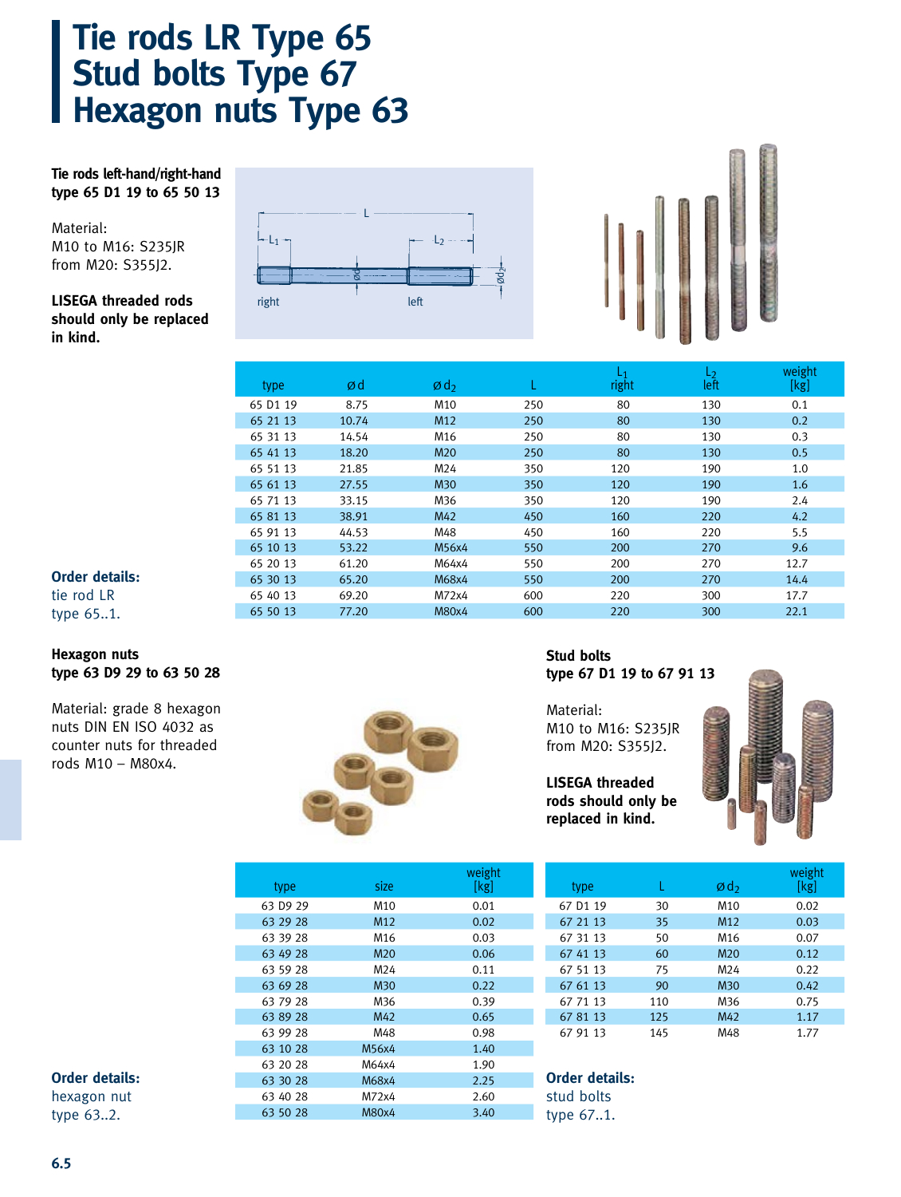# Tie rods LR Type 65
# Stud bolts Type 67
# Hexagon nuts Type 63

**Tie rods left-hand/right-hand type 65 D1 19 to 65 50 13**

Material:
M10 to M16: S235JR
from M20: S355J2.

**LISEGA threaded rods should only be replaced in kind.**

L
$L_1$
$L_2$
ød
ø$d_2$
right
left

| type | ø d | ø $d_2$ | L | $L_1$ right | $L_2$ left | weight [kg] |
|---|---|---|---|---|---|---|
| 65 D1 19 | 8.75 | M10 | 250 | 80 | 130 | 0.1 |
| 65 21 13 | 10.74 | M12 | 250 | 80 | 130 | 0.2 |
| 65 31 13 | 14.54 | M16 | 250 | 80 | 130 | 0.3 |
| 65 41 13 | 18.20 | M20 | 250 | 80 | 130 | 0.5 |
| 65 51 13 | 21.85 | M24 | 350 | 120 | 190 | 1.0 |
| 65 61 13 | 27.55 | M30 | 350 | 120 | 190 | 1.6 |
| 65 71 13 | 33.15 | M36 | 350 | 120 | 190 | 2.4 |
| 65 81 13 | 38.91 | M42 | 450 | 160 | 220 | 4.2 |
| 65 91 13 | 44.53 | M48 | 450 | 160 | 220 | 5.5 |
| 65 10 13 | 53.22 | M56x4 | 550 | 200 | 270 | 9.6 |
| 65 20 13 | 61.20 | M64x4 | 550 | 200 | 270 | 12.7 |
| 65 30 13 | 65.20 | M68x4 | 550 | 200 | 270 | 14.4 |
| 65 40 13 | 69.20 | M72x4 | 600 | 220 | 300 | 17.7 |
| 65 50 13 | 77.20 | M80x4 | 600 | 220 | 300 | 22.1 |

**Order details:**
tie rod LR
type 65..1.

**Hexagon nuts type 63 D9 29 to 63 50 28**

Material: grade 8 hexagon nuts DIN EN ISO 4032 as counter nuts for threaded rods M10 – M80x4.

| type | size | weight [kg] |
|---|---|---|
| 63 D9 29 | M10 | 0.01 |
| 63 29 28 | M12 | 0.02 |
| 63 39 28 | M16 | 0.03 |
| 63 49 28 | M20 | 0.06 |
| 63 59 28 | M24 | 0.11 |
| 63 69 28 | M30 | 0.22 |
| 63 79 28 | M36 | 0.39 |
| 63 89 28 | M42 | 0.65 |
| 63 99 28 | M48 | 0.98 |
| 63 10 28 | M56x4 | 1.40 |
| 63 20 28 | M64x4 | 1.90 |
| 63 30 28 | M68x4 | 2.25 |
| 63 40 28 | M72x4 | 2.60 |
| 63 50 28 | M80x4 | 3.40 |

**Order details:**
hexagon nut
type 63..2.

**Stud bolts type 67 D1 19 to 67 91 13**

Material:
M10 to M16: S235JR
from M20: S355J2.

**LISEGA threaded rods should only be replaced in kind.**

| type | L | ø $d_2$ | weight [kg] |
|---|---|---|---|
| 67 D1 19 | 30 | M10 | 0.02 |
| 67 21 13 | 35 | M12 | 0.03 |
| 67 31 13 | 50 | M16 | 0.07 |
| 67 41 13 | 60 | M20 | 0.12 |
| 67 51 13 | 75 | M24 | 0.22 |
| 67 61 13 | 90 | M30 | 0.42 |
| 67 71 13 | 110 | M36 | 0.75 |
| 67 81 13 | 125 | M42 | 1.17 |
| 67 91 13 | 145 | M48 | 1.77 |

**Order details:**
stud bolts
type 67..1.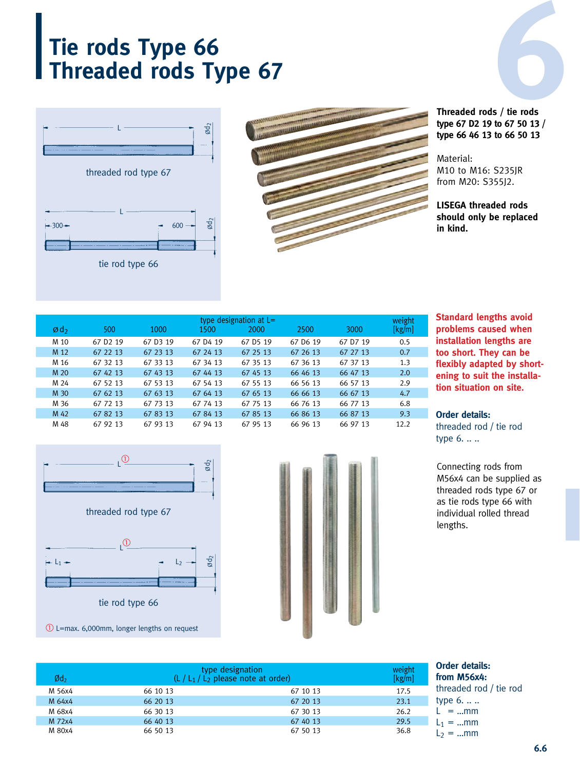# Tie rods Type 66
# Threaded rods Type 67

L

$\varnothing d_2$

threaded rod type 67

L

300

600

$\varnothing d_2$

tie rod type 66

**Threaded rods / tie rods type 67 D2 19 to 67 50 13 / type 66 46 13 to 66 50 13**

Material:
M10 to M16: S235JR
from M20: S355J2.

**LISEGA threaded rods should only be replaced in kind.**

| $\varnothing d_2$ | type designation at L= 500 | 1000 | 1500 | 2000 | 2500 | 3000 | weight [kg/m] |
|---|---|---|---|---|---|---|---|
| M 10 | 67 D2 19 | 67 D3 19 | 67 D4 19 | 67 D5 19 | 67 D6 19 | 67 D7 19 | 0.5 |
| M 12 | 67 22 13 | 67 23 13 | 67 24 13 | 67 25 13 | 67 26 13 | 67 27 13 | 0.7 |
| M 16 | 67 32 13 | 67 33 13 | 67 34 13 | 67 35 13 | 67 36 13 | 67 37 13 | 1.3 |
| M 20 | 67 42 13 | 67 43 13 | 67 44 13 | 67 45 13 | 66 46 13 | 66 47 13 | 2.0 |
| M 24 | 67 52 13 | 67 53 13 | 67 54 13 | 67 55 13 | 66 56 13 | 66 57 13 | 2.9 |
| M 30 | 67 62 13 | 67 63 13 | 67 64 13 | 67 65 13 | 66 66 13 | 66 67 13 | 4.7 |
| M 36 | 67 72 13 | 67 73 13 | 67 74 13 | 67 75 13 | 66 76 13 | 66 77 13 | 6.8 |
| M 42 | 67 82 13 | 67 83 13 | 67 84 13 | 67 85 13 | 66 86 13 | 66 87 13 | 9.3 |
| M 48 | 67 92 13 | 67 93 13 | 67 94 13 | 67 95 13 | 66 96 13 | 66 97 13 | 12.2 |

**Standard lengths avoid problems caused when installation lengths are too short. They can be flexibly adapted by shortening to suit the installation situation on site.**

**Order details:**
threaded rod / tie rod
type 6. .. ..

L ①

$\varnothing d_2$

threaded rod type 67

L ①

$L_1$

$L_2$

$\varnothing d_2$

tie rod type 66

① L=max. 6,000mm, longer lengths on request

Connecting rods from M56x4 can be supplied as threaded rods type 67 or as tie rods type 66 with individual rolled thread lengths.

| $\varnothing d_2$ | type designation ($L$ / $L_1$ / $L_2$ please note at order) | | weight [kg/m] |
|---|---|---|---|
| M 56x4 | 66 10 13 | 67 10 13 | 17.5 |
| M 64x4 | 66 20 13 | 67 20 13 | 23.1 |
| M 68x4 | 66 30 13 | 67 30 13 | 26.2 |
| M 72x4 | 66 40 13 | 67 40 13 | 29.5 |
| M 80x4 | 66 50 13 | 67 50 13 | 36.8 |

**Order details:**
**from M56x4:**
threaded rod / tie rod
type 6. .. ..
$L$ = ...mm
$L_1$ = ...mm
$L_2$ = ...mm